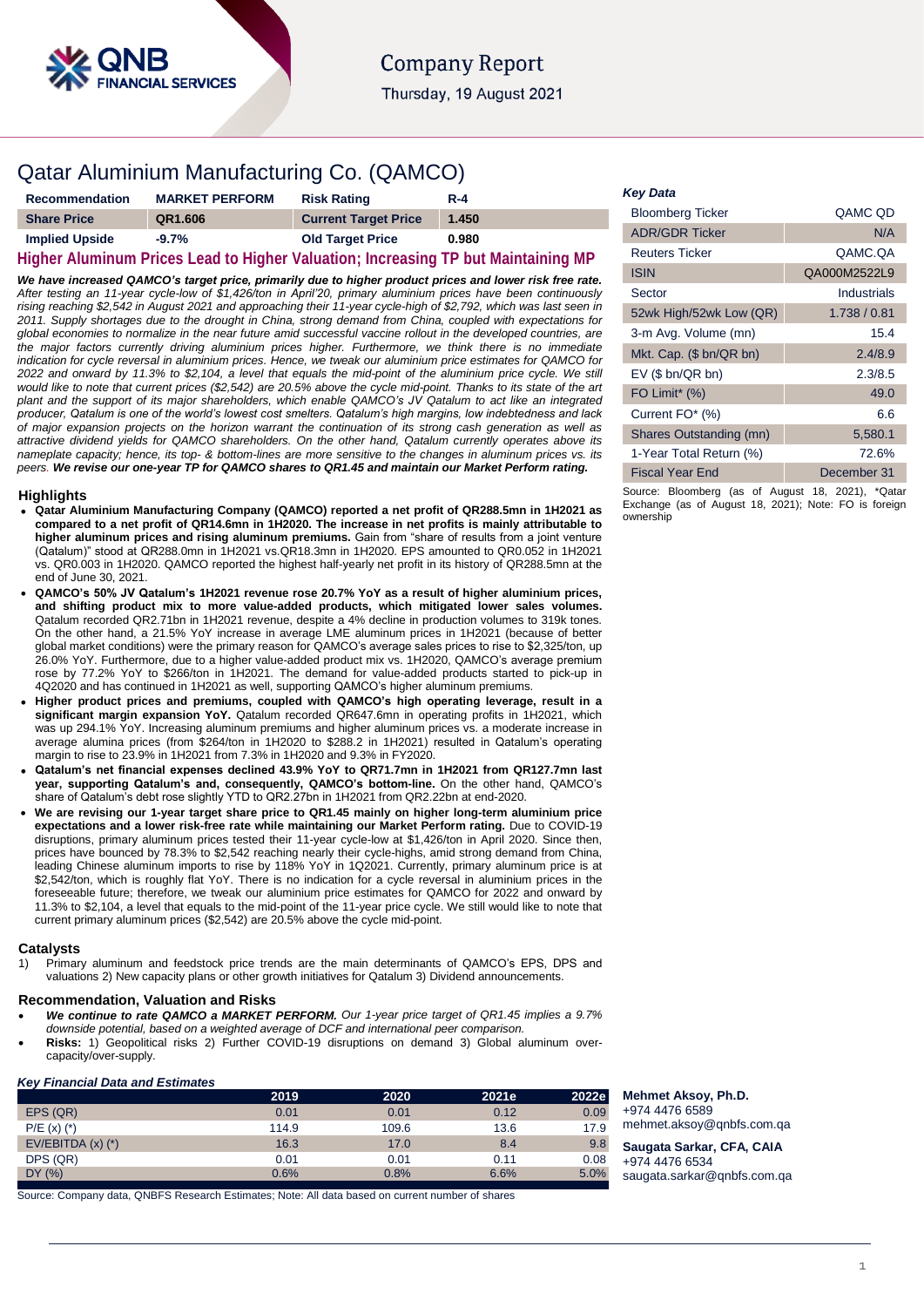# Company Report

Thursday, 19 August 2021

# Qatar Aluminium Manufacturing Co. (QAMCO)

| Recommendation | MARKET PERFORM | Risk Rating | R-4 |
|---|---|---|---|
| Share Price | QR1.606 | Current Target Price | 1.450 |
| Implied Upside | -9.7% | Old Target Price | 0.980 |

## Higher Aluminum Prices Lead to Higher Valuation; Increasing TP but Maintaining MP

***We have increased QAMCO's target price, primarily due to higher product prices and lower risk free rate.*** *After testing an 11-year cycle-low of $1,426/ton in April'20, primary aluminium prices have been continuously rising reaching $2,542 in August 2021 and approaching their 11-year cycle-high of $2,792, which was last seen in 2011. Supply shortages due to the drought in China, strong demand from China, coupled with expectations for global economies to normalize in the near future amid successful vaccine rollout in the developed countries, are the major factors currently driving aluminium prices higher. Furthermore, we think there is no immediate indication for cycle reversal in aluminium prices. Hence, we tweak our aluminium price estimates for QAMCO for 2022 and onward by 11.3% to $2,104, a level that equals the mid-point of the aluminium price cycle. We still would like to note that current prices ($2,542) are 20.5% above the cycle mid-point. Thanks to its state of the art plant and the support of its major shareholders, which enable QAMCO's JV Qatalum to act like an integrated producer, Qatalum is one of the world's lowest cost smelters. Qatalum's high margins, low indebtedness and lack of major expansion projects on the horizon warrant the continuation of its strong cash generation as well as attractive dividend yields for QAMCO shareholders. On the other hand, Qatalum currently operates above its nameplate capacity; hence, its top- & bottom-lines are more sensitive to the changes in aluminum prices vs. its peers.* ***We revise our one-year TP for QAMCO shares to QR1.45 and maintain our Market Perform rating.***

### Highlights

- **Qatar Aluminium Manufacturing Company (QAMCO) reported a net profit of QR288.5mn in 1H2021 as compared to a net profit of QR14.6mn in 1H2020. The increase in net profits is mainly attributable to higher aluminum prices and rising aluminum premiums.** Gain from "share of results from a joint venture (Qatalum)" stood at QR288.0mn in 1H2021 vs.QR18.3mn in 1H2020. EPS amounted to QR0.052 in 1H2021 vs. QR0.003 in 1H2020. QAMCO reported the highest half-yearly net profit in its history of QR288.5mn at the end of June 30, 2021.
- **QAMCO's 50% JV Qatalum's 1H2021 revenue rose 20.7% YoY as a result of higher aluminium prices, and shifting product mix to more value-added products, which mitigated lower sales volumes.** Qatalum recorded QR2.71bn in 1H2021 revenue, despite a 4% decline in production volumes to 319k tones. On the other hand, a 21.5% YoY increase in average LME aluminum prices in 1H2021 (because of better global market conditions) were the primary reason for QAMCO's average sales prices to rise to $2,325/ton, up 26.0% YoY. Furthermore, due to a higher value-added product mix vs. 1H2020, QAMCO's average premium rose by 77.2% YoY to $266/ton in 1H2021. The demand for value-added products started to pick-up in 4Q2020 and has continued in 1H2021 as well, supporting QAMCO's higher aluminum premiums.
- **Higher product prices and premiums, coupled with QAMCO's high operating leverage, result in a significant margin expansion YoY.** Qatalum recorded QR647.6mn in operating profits in 1H2021, which was up 294.1% YoY. Increasing aluminum premiums and higher aluminum prices vs. a moderate increase in average alumina prices (from $264/ton in 1H2020 to $288.2 in 1H2021) resulted in Qatalum's operating margin to rise to 23.9% in 1H2021 from 7.3% in 1H2020 and 9.3% in FY2020.
- **Qatalum's net financial expenses declined 43.9% YoY to QR71.7mn in 1H2021 from QR127.7mn last year, supporting Qatalum's and, consequently, QAMCO's bottom-line.** On the other hand, QAMCO's share of Qatalum's debt rose slightly YTD to QR2.27bn in 1H2021 from QR2.22bn at end-2020.
- **We are revising our 1-year target share price to QR1.45 mainly on higher long-term aluminium price expectations and a lower risk-free rate while maintaining our Market Perform rating.** Due to COVID-19 disruptions, primary aluminum prices tested their 11-year cycle-low at $1,426/ton in April 2020. Since then, prices have bounced by 78.3% to $2,542 reaching nearly their cycle-highs, amid strong demand from China, leading Chinese aluminum imports to rise by 118% YoY in 1Q2021. Currently, primary aluminum price is at $2,542/ton, which is roughly flat YoY. There is no indication for a cycle reversal in aluminium prices in the foreseeable future; therefore, we tweak our aluminium price estimates for QAMCO for 2022 and onward by 11.3% to $2,104, a level that equals to the mid-point of the 11-year price cycle. We still would like to note that current primary aluminum prices ($2,542) are 20.5% above the cycle mid-point.

### Catalysts

1) Primary aluminum and feedstock price trends are the main determinants of QAMCO's EPS, DPS and valuations 2) New capacity plans or other growth initiatives for Qatalum 3) Dividend announcements.

### Recommendation, Valuation and Risks

- ***We continue to rate QAMCO a MARKET PERFORM.*** *Our 1-year price target of QR1.45 implies a 9.7% downside potential, based on a weighted average of DCF and international peer comparison.*
- **Risks:** 1) Geopolitical risks 2) Further COVID-19 disruptions on demand 3) Global aluminum over-capacity/over-supply.

### *Key Financial Data and Estimates*

| | 2019 | 2020 | 2021e | 2022e |
|---|---|---|---|---|
| EPS (QR) | 0.01 | 0.01 | 0.12 | 0.09 |
| P/E (x) (*) | 114.9 | 109.6 | 13.6 | 17.9 |
| EV/EBITDA (x) (*) | 16.3 | 17.0 | 8.4 | 9.8 |
| DPS (QR) | 0.01 | 0.01 | 0.11 | 0.08 |
| DY (%) | 0.6% | 0.8% | 6.6% | 5.0% |

Source: Company data, QNBFS Research Estimates; Note: All data based on current number of shares

### *Key Data*

| | |
|---|---|
| Bloomberg Ticker | QAMC QD |
| ADR/GDR Ticker | N/A |
| Reuters Ticker | QAMC.QA |
| ISIN | QA000M2522L9 |
| Sector | Industrials |
| 52wk High/52wk Low (QR) | 1.738 / 0.81 |
| 3-m Avg. Volume (mn) | 15.4 |
| Mkt. Cap. ($ bn/QR bn) | 2.4/8.9 |
| EV ($ bn/QR bn) | 2.3/8.5 |
| FO Limit* (%) | 49.0 |
| Current FO* (%) | 6.6 |
| Shares Outstanding (mn) | 5,580.1 |
| 1-Year Total Return (%) | 72.6% |
| Fiscal Year End | December 31 |

Source: Bloomberg (as of August 18, 2021), *Qatar Exchange (as of August 18, 2021); Note: FO is foreign ownership

**Mehmet Aksoy, Ph.D.**
+974 4476 6589
mehmet.aksoy@qnbfs.com.qa

**Saugata Sarkar, CFA, CAIA**
+974 4476 6534
saugata.sarkar@qnbfs.com.qa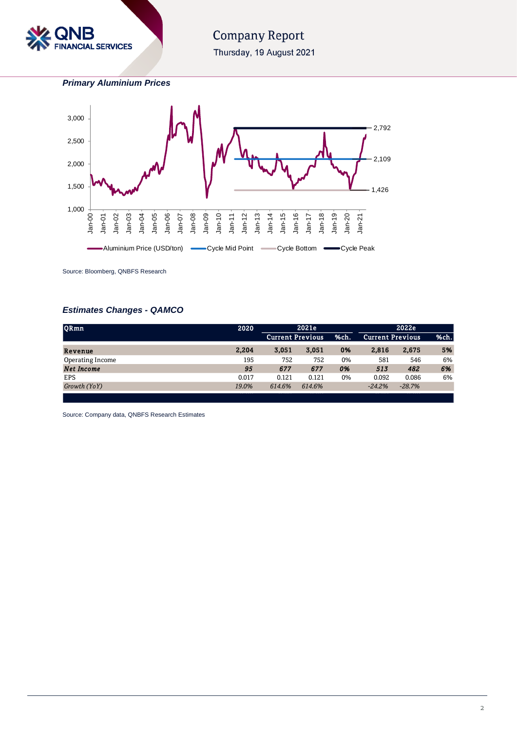***Primary Aluminium Prices***

Source: Bloomberg, QNBFS Research

***Estimates Changes - QAMCO***

| QRmn | 2020 | 2021e | | | 2022e | | |
|---|---|---|---|---|---|---|---|
| | | Current | Previous | %ch. | Current | Previous | %ch. |
| **Revenue** | **2,204** | **3,051** | **3,051** | **0%** | **2,816** | **2,675** | **5%** |
| Operating Income | 195 | 752 | 752 | 0% | 581 | 546 | 6% |
| ***Net Income*** | ***95*** | ***677*** | ***677*** | ***0%*** | ***513*** | ***482*** | ***6%*** |
| EPS | 0.017 | 0.121 | 0.121 | 0% | 0.092 | 0.086 | 6% |
| *Growth (YoY)* | *19.0%* | *614.6%* | *614.6%* | | *-24.2%* | *-28.7%* | |

Source: Company data, QNBFS Research Estimates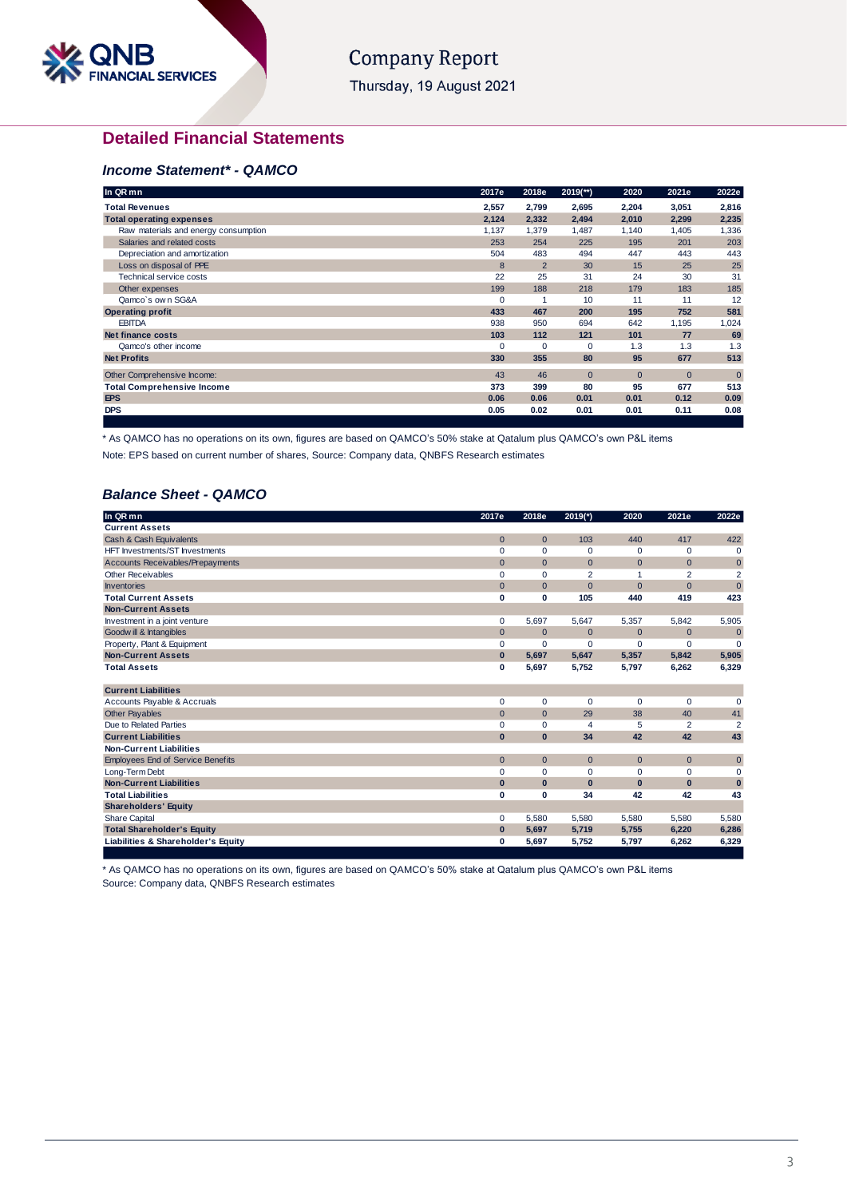## Detailed Financial Statements

### *Income Statement* - QAMCO*

| In QR mn | 2017e | 2018e | 2019(**) | 2020 | 2021e | 2022e |
|---|---|---|---|---|---|---|
| **Total Revenues** | **2,557** | **2,799** | **2,695** | **2,204** | **3,051** | **2,816** |
| **Total operating expenses** | **2,124** | **2,332** | **2,494** | **2,010** | **2,299** | **2,235** |
| Raw materials and energy consumption | 1,137 | 1,379 | 1,487 | 1,140 | 1,405 | 1,336 |
| Salaries and related costs | 253 | 254 | 225 | 195 | 201 | 203 |
| Depreciation and amortization | 504 | 483 | 494 | 447 | 443 | 443 |
| Loss on disposal of PPE | 8 | 2 | 30 | 15 | 25 | 25 |
| Technical service costs | 22 | 25 | 31 | 24 | 30 | 31 |
| Other expenses | 199 | 188 | 218 | 179 | 183 | 185 |
| Qamco`s own SG&A | 0 | 1 | 10 | 11 | 11 | 12 |
| **Operating profit** | **433** | **467** | **200** | **195** | **752** | **581** |
| EBITDA | 938 | 950 | 694 | 642 | 1,195 | 1,024 |
| **Net finance costs** | **103** | **112** | **121** | **101** | **77** | **69** |
| Qamco's other income | 0 | 0 | 0 | 1.3 | 1.3 | 1.3 |
| **Net Profits** | **330** | **355** | **80** | **95** | **677** | **513** |
| Other Comprehensive Income: | 43 | 46 | 0 | 0 | 0 | 0 |
| **Total Comprehensive Income** | **373** | **399** | **80** | **95** | **677** | **513** |
| **EPS** | **0.06** | **0.06** | **0.01** | **0.01** | **0.12** | **0.09** |
| **DPS** | **0.05** | **0.02** | **0.01** | **0.01** | **0.11** | **0.08** |

* As QAMCO has no operations on its own, figures are based on QAMCO's 50% stake at Qatalum plus QAMCO's own P&L items

Note: EPS based on current number of shares, Source: Company data, QNBFS Research estimates

### *Balance Sheet - QAMCO*

| In QR mn | 2017e | 2018e | 2019(*) | 2020 | 2021e | 2022e |
|---|---|---|---|---|---|---|
| **Current Assets** | | | | | | |
| Cash & Cash Equivalents | 0 | 0 | 103 | 440 | 417 | 422 |
| HFT Investments/ST Investments | 0 | 0 | 0 | 0 | 0 | 0 |
| Accounts Receivables/Prepayments | 0 | 0 | 0 | 0 | 0 | 0 |
| Other Receivables | 0 | 0 | 2 | 1 | 2 | 2 |
| Inventories | 0 | 0 | 0 | 0 | 0 | 0 |
| **Total Current Assets** | **0** | **0** | **105** | **440** | **419** | **423** |
| **Non-Current Assets** | | | | | | |
| Investment in a joint venture | 0 | 5,697 | 5,647 | 5,357 | 5,842 | 5,905 |
| Goodwill & Intangibles | 0 | 0 | 0 | 0 | 0 | 0 |
| Property, Plant & Equipment | 0 | 0 | 0 | 0 | 0 | 0 |
| **Non-Current Assets** | **0** | **5,697** | **5,647** | **5,357** | **5,842** | **5,905** |
| **Total Assets** | **0** | **5,697** | **5,752** | **5,797** | **6,262** | **6,329** |
| | | | | | | |
| **Current Liabilities** | | | | | | |
| Accounts Payable & Accruals | 0 | 0 | 0 | 0 | 0 | 0 |
| Other Payables | 0 | 0 | 29 | 38 | 40 | 41 |
| Due to Related Parties | 0 | 0 | 4 | 5 | 2 | 2 |
| **Current Liabilities** | **0** | **0** | **34** | **42** | **42** | **43** |
| **Non-Current Liabilities** | | | | | | |
| Employees End of Service Benefits | 0 | 0 | 0 | 0 | 0 | 0 |
| Long-Term Debt | 0 | 0 | 0 | 0 | 0 | 0 |
| **Non-Current Liabilities** | **0** | **0** | **0** | **0** | **0** | **0** |
| **Total Liabilities** | **0** | **0** | **34** | **42** | **42** | **43** |
| **Shareholders' Equity** | | | | | | |
| Share Capital | 0 | 5,580 | 5,580 | 5,580 | 5,580 | 5,580 |
| **Total Shareholder's Equity** | **0** | **5,697** | **5,719** | **5,755** | **6,220** | **6,286** |
| **Liabilities & Shareholder's Equity** | **0** | **5,697** | **5,752** | **5,797** | **6,262** | **6,329** |

* As QAMCO has no operations on its own, figures are based on QAMCO's 50% stake at Qatalum plus QAMCO's own P&L items

Source: Company data, QNBFS Research estimates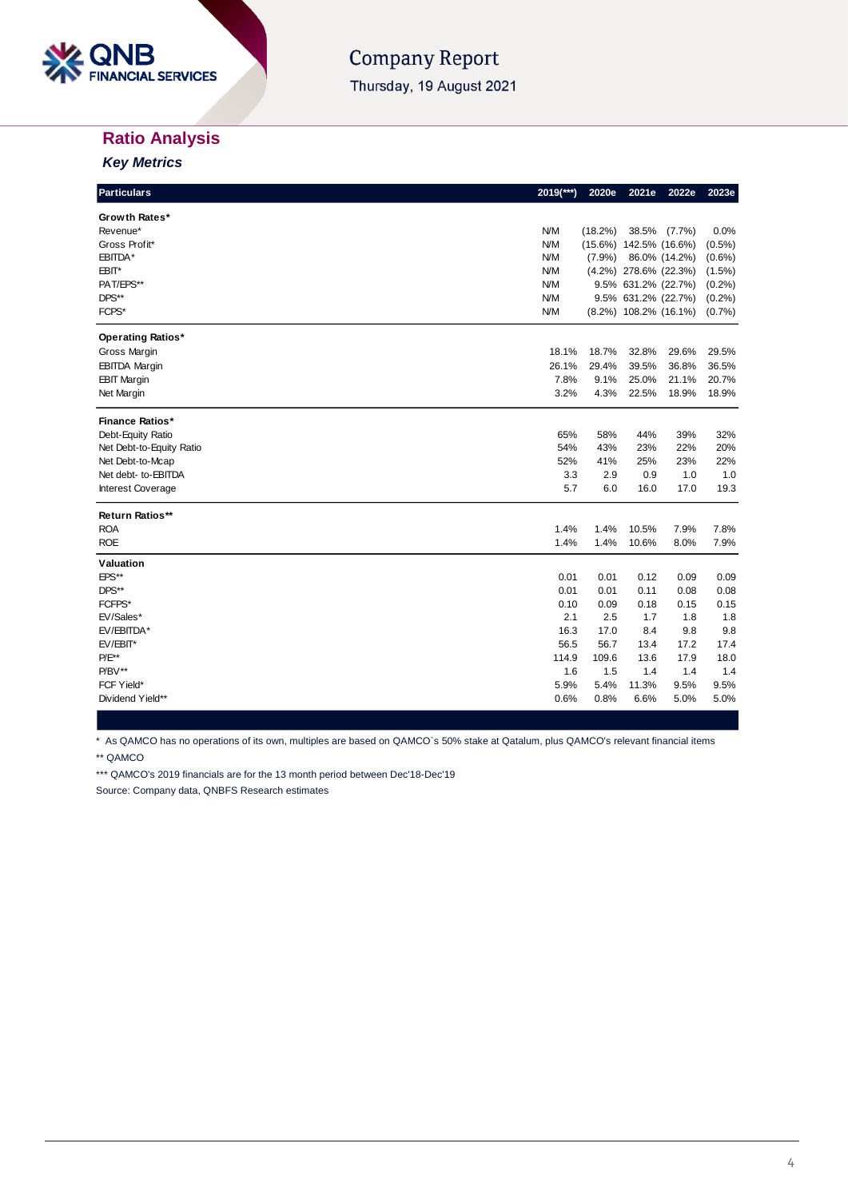## Ratio Analysis

### *Key Metrics*

| Particulars | 2019(***) | 2020e | 2021e | 2022e | 2023e |
|---|---|---|---|---|---|
| **Growth Rates*** | | | | | |
| Revenue* | N/M | (18.2%) | 38.5% | (7.7%) | 0.0% |
| Gross Profit* | N/M | (15.6%) | 142.5% | (16.6%) | (0.5%) |
| EBITDA* | N/M | (7.9%) | 86.0% | (14.2%) | (0.6%) |
| EBIT* | N/M | (4.2%) | 278.6% | (22.3%) | (1.5%) |
| PAT/EPS** | N/M | 9.5% | 631.2% | (22.7%) | (0.2%) |
| DPS** | N/M | 9.5% | 631.2% | (22.7%) | (0.2%) |
| FCPS* | N/M | (8.2%) | 108.2% | (16.1%) | (0.7%) |
| **Operating Ratios*** | | | | | |
| Gross Margin | 18.1% | 18.7% | 32.8% | 29.6% | 29.5% |
| EBITDA Margin | 26.1% | 29.4% | 39.5% | 36.8% | 36.5% |
| EBIT Margin | 7.8% | 9.1% | 25.0% | 21.1% | 20.7% |
| Net Margin | 3.2% | 4.3% | 22.5% | 18.9% | 18.9% |
| **Finance Ratios*** | | | | | |
| Debt-Equity Ratio | 65% | 58% | 44% | 39% | 32% |
| Net Debt-to-Equity Ratio | 54% | 43% | 23% | 22% | 20% |
| Net Debt-to-Mcap | 52% | 41% | 25% | 23% | 22% |
| Net debt- to-EBITDA | 3.3 | 2.9 | 0.9 | 1.0 | 1.0 |
| Interest Coverage | 5.7 | 6.0 | 16.0 | 17.0 | 19.3 |
| **Return Ratios**** | | | | | |
| ROA | 1.4% | 1.4% | 10.5% | 7.9% | 7.8% |
| ROE | 1.4% | 1.4% | 10.6% | 8.0% | 7.9% |
| **Valuation** | | | | | |
| EPS** | 0.01 | 0.01 | 0.12 | 0.09 | 0.09 |
| DPS** | 0.01 | 0.01 | 0.11 | 0.08 | 0.08 |
| FCFPS* | 0.10 | 0.09 | 0.18 | 0.15 | 0.15 |
| EV/Sales* | 2.1 | 2.5 | 1.7 | 1.8 | 1.8 |
| EV/EBITDA* | 16.3 | 17.0 | 8.4 | 9.8 | 9.8 |
| EV/EBIT* | 56.5 | 56.7 | 13.4 | 17.2 | 17.4 |
| P/E** | 114.9 | 109.6 | 13.6 | 17.9 | 18.0 |
| P/BV** | 1.6 | 1.5 | 1.4 | 1.4 | 1.4 |
| FCF Yield* | 5.9% | 5.4% | 11.3% | 9.5% | 9.5% |
| Dividend Yield** | 0.6% | 0.8% | 6.6% | 5.0% | 5.0% |

\* As QAMCO has no operations of its own, multiples are based on QAMCO`s 50% stake at Qatalum, plus QAMCO's relevant financial items

** QAMCO

*** QAMCO's 2019 financials are for the 13 month period between Dec'18-Dec'19

Source: Company data, QNBFS Research estimates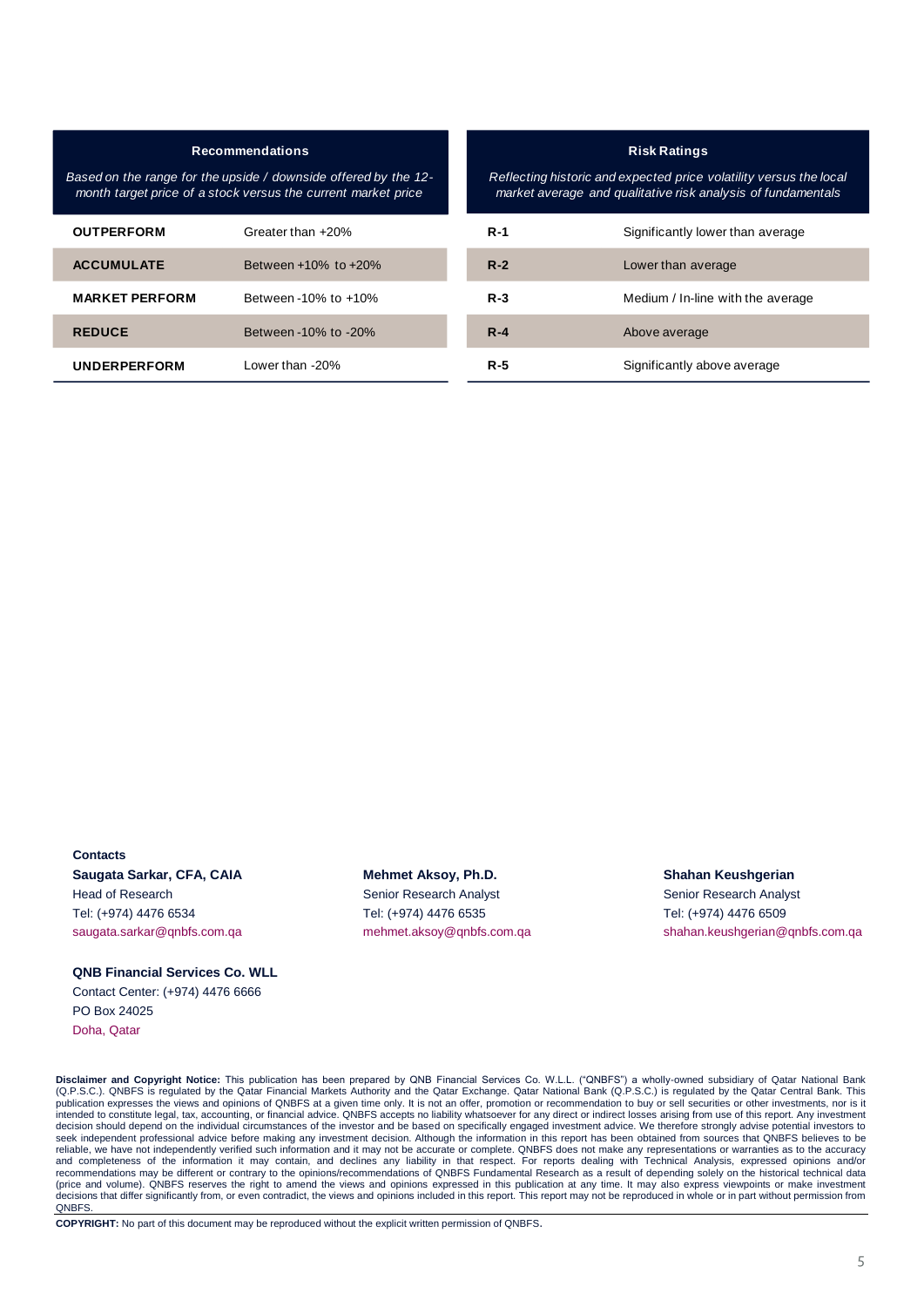| Recommendations | |
|---|---|
| *Based on the range for the upside / downside offered by the 12-month target price of a stock versus the current market price* | |
| **OUTPERFORM** | Greater than +20% |
| **ACCUMULATE** | Between +10% to +20% |
| **MARKET PERFORM** | Between -10% to +10% |
| **REDUCE** | Between -10% to -20% |
| **UNDERPERFORM** | Lower than -20% |

| Risk Ratings | |
|---|---|
| *Reflecting historic and expected price volatility versus the local market average and qualitative risk analysis of fundamentals* | |
| **R-1** | Significantly lower than average |
| **R-2** | Lower than average |
| **R-3** | Medium / In-line with the average |
| **R-4** | Above average |
| **R-5** | Significantly above average |

**Contacts**

**Saugata Sarkar, CFA, CAIA**
Head of Research
Tel: (+974) 4476 6534
saugata.sarkar@qnbfs.com.qa

**Mehmet Aksoy, Ph.D.**
Senior Research Analyst
Tel: (+974) 4476 6535
mehmet.aksoy@qnbfs.com.qa

**Shahan Keushgerian**
Senior Research Analyst
Tel: (+974) 4476 6509
shahan.keushgerian@qnbfs.com.qa

**QNB Financial Services Co. WLL**
Contact Center: (+974) 4476 6666
PO Box 24025
Doha, Qatar

**Disclaimer and Copyright Notice:** This publication has been prepared by QNB Financial Services Co. W.L.L. ("QNBFS") a wholly-owned subsidiary of Qatar National Bank (Q.P.S.C.). QNBFS is regulated by the Qatar Financial Markets Authority and the Qatar Exchange. Qatar National Bank (Q.P.S.C.) is regulated by the Qatar Central Bank. This publication expresses the views and opinions of QNBFS at a given time only. It is not an offer, promotion or recommendation to buy or sell securities or other investments, nor is it intended to constitute legal, tax, accounting, or financial advice. QNBFS accepts no liability whatsoever for any direct or indirect losses arising from use of this report. Any investment decision should depend on the individual circumstances of the investor and be based on specifically engaged investment advice. We therefore strongly advise potential investors to seek independent professional advice before making any investment decision. Although the information in this report has been obtained from sources that QNBFS believes to be reliable, we have not independently verified such information and it may not be accurate or complete. QNBFS does not make any representations or warranties as to the accuracy and completeness of the information it may contain, and declines any liability in that respect. For reports dealing with Technical Analysis, expressed opinions and/or recommendations may be different or contrary to the opinions/recommendations of QNBFS Fundamental Research as a result of depending solely on the historical technical data (price and volume). QNBFS reserves the right to amend the views and opinions expressed in this publication at any time. It may also express viewpoints or make investment decisions that differ significantly from, or even contradict, the views and opinions included in this report. This report may not be reproduced in whole or in part without permission from QNBFS.

**COPYRIGHT:** No part of this document may be reproduced without the explicit written permission of QNBFS.